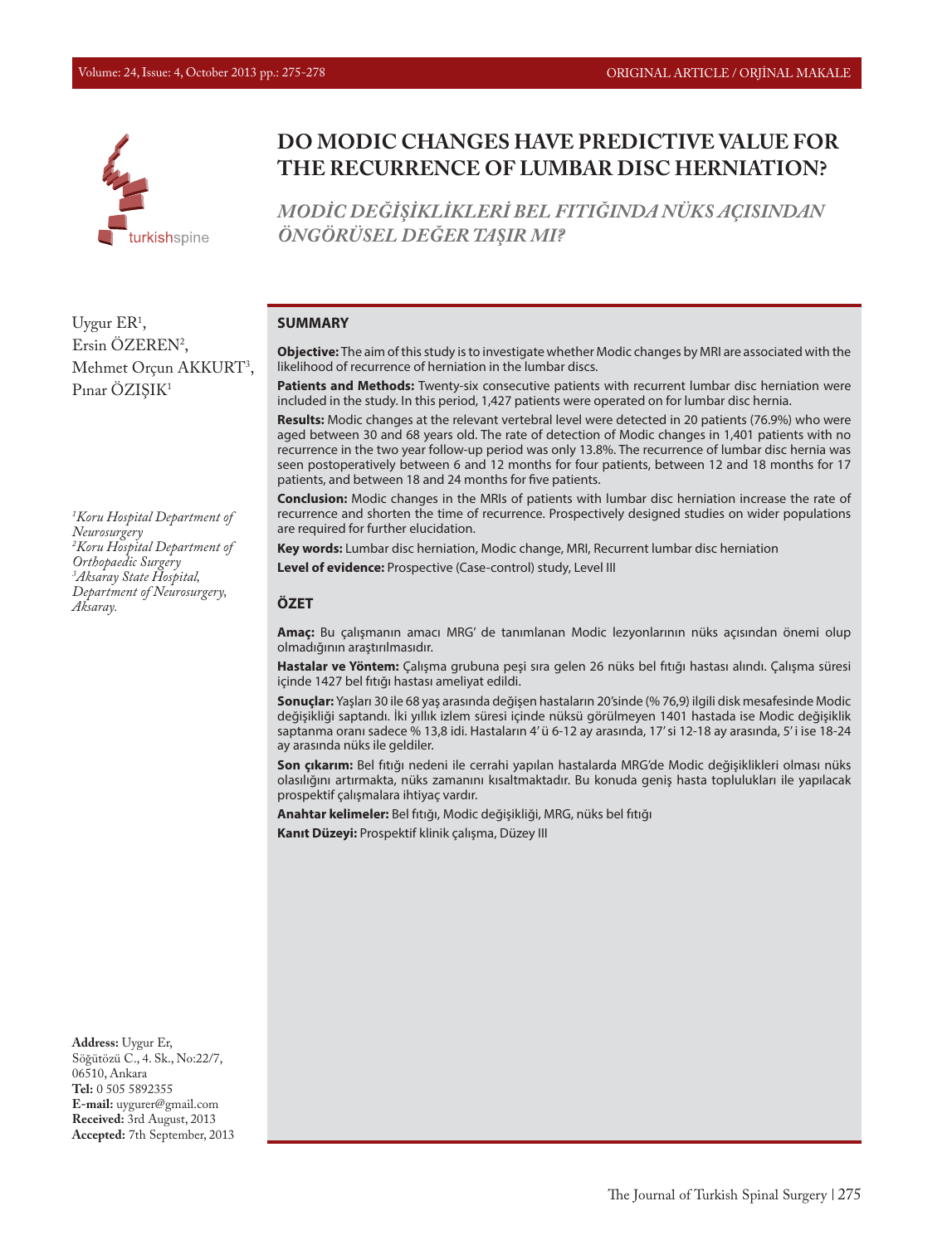# DO MODIC CHANGES HAVE PREDICTIVE VALUE FOR THE RECURRENCE OF LUMBAR DISC HERNIATION?

## *MODİC DEĞİŞİKLİKLERİ BEL FITIĞINDA NÜKS AÇISINDAN ÖNGÖRÜSEL DEĞER TAŞIR MI?*

Uygur ER[1],
Ersin ÖZEREN[2],
Mehmet Orçun AKKURT[3],
Pınar ÖZIŞIK[1]

*[1]Koru Hospital Department of Neurosurgery*
*[2]Koru Hospital Department of Orthopaedic Surgery*
*[3]Aksaray State Hospital, Department of Neurosurgery, Aksaray.*

**Address:** Uygur Er, Söğütözü C., 4. Sk., No:22/7, 06510, Ankara
**Tel:** 0 505 5892355
**E-mail:** uygurer@gmail.com
**Received:** 3rd August, 2013
**Accepted:** 7th September, 2013

### SUMMARY

**Objective:** The aim of this study is to investigate whether Modic changes by MRI are associated with the likelihood of recurrence of herniation in the lumbar discs.

**Patients and Methods:** Twenty-six consecutive patients with recurrent lumbar disc herniation were included in the study. In this period, 1,427 patients were operated on for lumbar disc hernia.

**Results:** Modic changes at the relevant vertebral level were detected in 20 patients (76.9%) who were aged between 30 and 68 years old. The rate of detection of Modic changes in 1,401 patients with no recurrence in the two year follow-up period was only 13.8%. The recurrence of lumbar disc hernia was seen postoperatively between 6 and 12 months for four patients, between 12 and 18 months for 17 patients, and between 18 and 24 months for five patients.

**Conclusion:** Modic changes in the MRIs of patients with lumbar disc herniation increase the rate of recurrence and shorten the time of recurrence. Prospectively designed studies on wider populations are required for further elucidation.

**Key words:** Lumbar disc herniation, Modic change, MRI, Recurrent lumbar disc herniation

**Level of evidence:** Prospective (Case-control) study, Level III

### ÖZET

**Amaç:** Bu çalışmanın amacı MRG' de tanımlanan Modic lezyonlarının nüks açısından önemi olup olmadığının araştırılmasıdır.

**Hastalar ve Yöntem:** Çalışma grubuna peşi sıra gelen 26 nüks bel fıtığı hastası alındı. Çalışma süresi içinde 1427 bel fıtığı hastası ameliyat edildi.

**Sonuçlar:** Yaşları 30 ile 68 yaş arasında değişen hastaların 20'sinde (% 76,9) ilgili disk mesafesinde Modic değişikliği saptandı. İki yıllık izlem süresi içinde nüksü görülmeyen 1401 hastada ise Modic değişiklik saptanma oranı sadece % 13,8 idi. Hastaların 4' ü 6-12 ay arasında, 17' si 12-18 ay arasında, 5' i ise 18-24 ay arasında nüks ile geldiler.

**Son çıkarım:** Bel fıtığı nedeni ile cerrahi yapılan hastalarda MRG'de Modic değişiklikleri olması nüks olasılığını artırmakta, nüks zamanını kısaltmaktadır. Bu konuda geniş hasta toplulukları ile yapılacak prospektif çalışmalara ihtiyaç vardır.

**Anahtar kelimeler:** Bel fıtığı, Modic değişikliği, MRG, nüks bel fıtığı

**Kanıt Düzeyi:** Prospektif klinik çalışma, Düzey III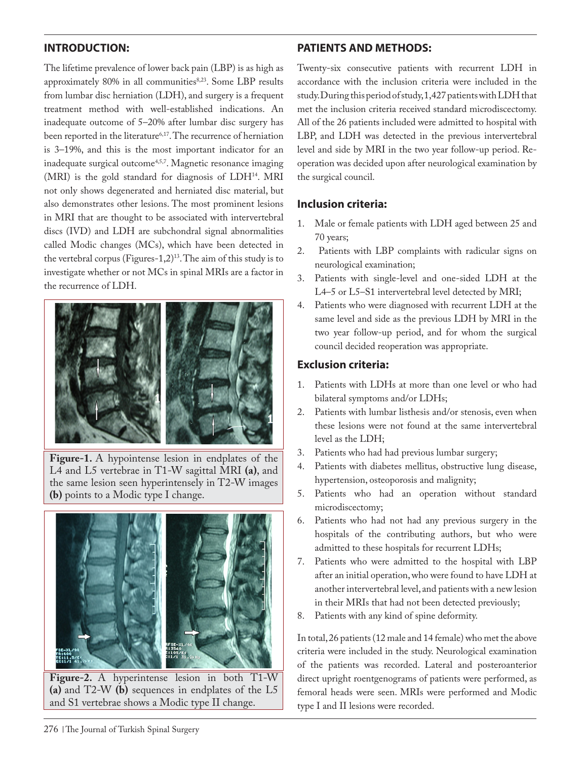## INTRODUCTION:

The lifetime prevalence of lower back pain (LBP) is as high as approximately 80% in all communities[8,23]. Some LBP results from lumbar disc herniation (LDH), and surgery is a frequent treatment method with well-established indications. An inadequate outcome of 5–20% after lumbar disc surgery has been reported in the literature[6,17]. The recurrence of herniation is 3–19%, and this is the most important indicator for an inadequate surgical outcome[4,5,7]. Magnetic resonance imaging (MRI) is the gold standard for diagnosis of LDH[14]. MRI not only shows degenerated and herniated disc material, but also demonstrates other lesions. The most prominent lesions in MRI that are thought to be associated with intervertebral discs (IVD) and LDH are subchondral signal abnormalities called Modic changes (MCs), which have been detected in the vertebral corpus (Figures-1,2)[13]. The aim of this study is to investigate whether or not MCs in spinal MRIs are a factor in the recurrence of LDH.

**Figure-1.** A hypointense lesion in endplates of the L4 and L5 vertebrae in T1-W sagittal MRI **(a)**, and the same lesion seen hyperintensely in T2-W images **(b)** points to a Modic type I change.

**Figure-2.** A hyperintense lesion in both T1-W **(a)** and T2-W **(b)** sequences in endplates of the L5 and S1 vertebrae shows a Modic type II change.

## PATIENTS AND METHODS:

Twenty-six consecutive patients with recurrent LDH in accordance with the inclusion criteria were included in the study. During this period of study, 1,427 patients with LDH that met the inclusion criteria received standard microdiscectomy. All of the 26 patients included were admitted to hospital with LBP, and LDH was detected in the previous intervertebral level and side by MRI in the two year follow-up period. Re-operation was decided upon after neurological examination by the surgical council.

### Inclusion criteria:

1. Male or female patients with LDH aged between 25 and 70 years;
2. Patients with LBP complaints with radicular signs on neurological examination;
3. Patients with single-level and one-sided LDH at the L4–5 or L5–S1 intervertebral level detected by MRI;
4. Patients who were diagnosed with recurrent LDH at the same level and side as the previous LDH by MRI in the two year follow-up period, and for whom the surgical council decided reoperation was appropriate.

### Exclusion criteria:

1. Patients with LDHs at more than one level or who had bilateral symptoms and/or LDHs;
2. Patients with lumbar listhesis and/or stenosis, even when these lesions were not found at the same intervertebral level as the LDH;
3. Patients who had had previous lumbar surgery;
4. Patients with diabetes mellitus, obstructive lung disease, hypertension, osteoporosis and malignity;
5. Patients who had an operation without standard microdiscectomy;
6. Patients who had not had any previous surgery in the hospitals of the contributing authors, but who were admitted to these hospitals for recurrent LDHs;
7. Patients who were admitted to the hospital with LBP after an initial operation, who were found to have LDH at another intervertebral level, and patients with a new lesion in their MRIs that had not been detected previously;
8. Patients with any kind of spine deformity.

In total, 26 patients (12 male and 14 female) who met the above criteria were included in the study. Neurological examination of the patients was recorded. Lateral and posteroanterior direct upright roentgenograms of patients were performed, as femoral heads were seen. MRIs were performed and Modic type I and II lesions were recorded.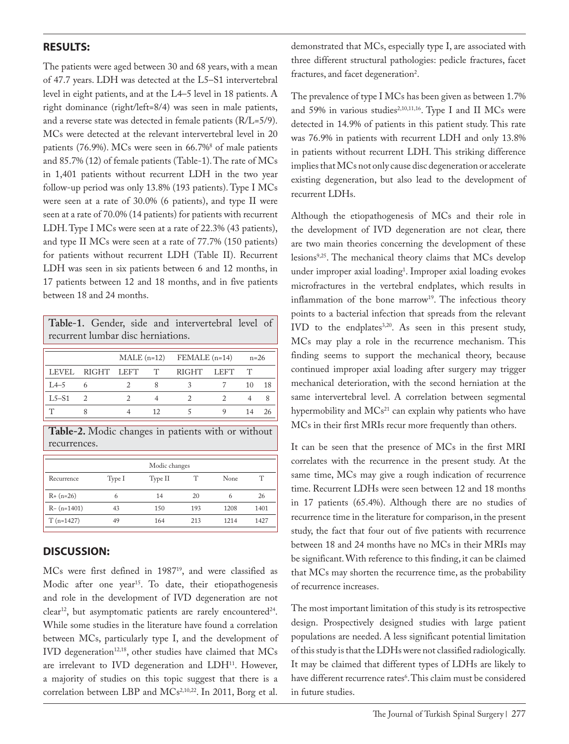## RESULTS:

The patients were aged between 30 and 68 years, with a mean of 47.7 years. LDH was detected at the L5–S1 intervertebral level in eight patients, and at the L4–5 level in 18 patients. A right dominance (right/left=8/4) was seen in male patients, and a reverse state was detected in female patients (R/L=5/9). MCs were detected at the relevant intervertebral level in 20 patients (76.9%). MCs were seen in 66.7%[8] of male patients and 85.7% (12) of female patients (Table-1). The rate of MCs in 1,401 patients without recurrent LDH in the two year follow-up period was only 13.8% (193 patients). Type I MCs were seen at a rate of 30.0% (6 patients), and type II were seen at a rate of 70.0% (14 patients) for patients with recurrent LDH. Type I MCs were seen at a rate of 22.3% (43 patients), and type II MCs were seen at a rate of 77.7% (150 patients) for patients without recurrent LDH (Table II). Recurrent LDH was seen in six patients between 6 and 12 months, in 17 patients between 12 and 18 months, and in five patients between 18 and 24 months.

**Table-1.** Gender, side and intervertebral level of recurrent lumbar disc herniations.

| | MALE (n=12) | | | FEMALE (n=14) | | | n=26 |
|---|---|---|---|---|---|---|---|
| LEVEL | RIGHT | LEFT | T | RIGHT | LEFT | T | |
| L4–5 | 6 | 2 | 8 | 3 | 7 | 10 | 18 |
| L5–S1 | 2 | 2 | 4 | 2 | 2 | 4 | 8 |
| T | 8 | 4 | 12 | 5 | 9 | 14 | 26 |

**Table-2.** Modic changes in patients with or without recurrences.

| | Modic changes | | | | |
|---|---|---|---|---|---|
| Recurrence | Type I | Type II | T | None | T |
| R+ (n=26) | 6 | 14 | 20 | 6 | 26 |
| R– (n=1401) | 43 | 150 | 193 | 1208 | 1401 |
| T (n=1427) | 49 | 164 | 213 | 1214 | 1427 |

## DISCUSSION:

MCs were first defined in 1987[19], and were classified as Modic after one year[15]. To date, their etiopathogenesis and role in the development of IVD degeneration are not clear[12], but asymptomatic patients are rarely encountered[24]. While some studies in the literature have found a correlation between MCs, particularly type I, and the development of IVD degeneration[12,18], other studies have claimed that MCs are irrelevant to IVD degeneration and LDH[11]. However, a majority of studies on this topic suggest that there is a correlation between LBP and MCs[2,10,22]. In 2011, Borg et al. demonstrated that MCs, especially type I, are associated with three different structural pathologies: pedicle fractures, facet fractures, and facet degeneration[2].

The prevalence of type I MCs has been given as between 1.7% and 59% in various studies[2,10,11,16]. Type I and II MCs were detected in 14.9% of patients in this patient study. This rate was 76.9% in patients with recurrent LDH and only 13.8% in patients without recurrent LDH. This striking difference implies that MCs not only cause disc degeneration or accelerate existing degeneration, but also lead to the development of recurrent LDHs.

Although the etiopathogenesis of MCs and their role in the development of IVD degeneration are not clear, there are two main theories concerning the development of these lesions[9,25]. The mechanical theory claims that MCs develop under improper axial loading[1]. Improper axial loading evokes microfractures in the vertebral endplates, which results in inflammation of the bone marrow[19]. The infectious theory points to a bacterial infection that spreads from the relevant IVD to the endplates[3,20]. As seen in this present study, MCs may play a role in the recurrence mechanism. This finding seems to support the mechanical theory, because continued improper axial loading after surgery may trigger mechanical deterioration, with the second herniation at the same intervertebral level. A correlation between segmental hypermobility and MCs[21] can explain why patients who have MCs in their first MRIs recur more frequently than others.

It can be seen that the presence of MCs in the first MRI correlates with the recurrence in the present study. At the same time, MCs may give a rough indication of recurrence time. Recurrent LDHs were seen between 12 and 18 months in 17 patients (65.4%). Although there are no studies of recurrence time in the literature for comparison, in the present study, the fact that four out of five patients with recurrence between 18 and 24 months have no MCs in their MRIs may be significant. With reference to this finding, it can be claimed that MCs may shorten the recurrence time, as the probability of recurrence increases.

The most important limitation of this study is its retrospective design. Prospectively designed studies with large patient populations are needed. A less significant potential limitation of this study is that the LDHs were not classified radiologically. It may be claimed that different types of LDHs are likely to have different recurrence rates[6]. This claim must be considered in future studies.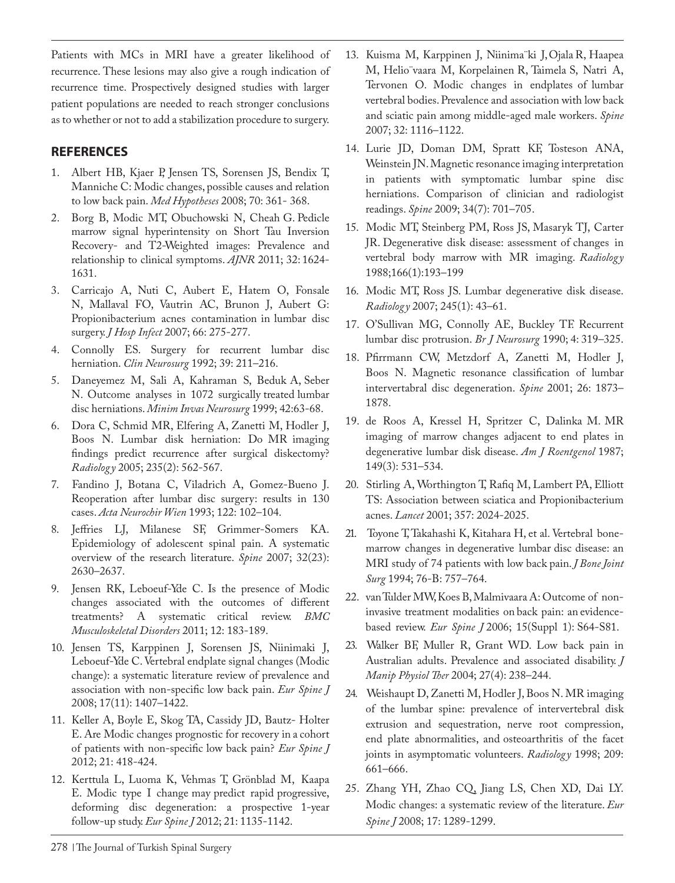Patients with MCs in MRI have a greater likelihood of recurrence. These lesions may also give a rough indication of recurrence time. Prospectively designed studies with larger patient populations are needed to reach stronger conclusions as to whether or not to add a stabilization procedure to surgery.

## REFERENCES

1. Albert HB, Kjaer P, Jensen TS, Sorensen JS, Bendix T, Manniche C: Modic changes, possible causes and relation to low back pain. *Med Hypotheses* 2008; 70: 361- 368.
2. Borg B, Modic MT, Obuchowski N, Cheah G. Pedicle marrow signal hyperintensity on Short Tau Inversion Recovery- and T2-Weighted images: Prevalence and relationship to clinical symptoms. *AJNR* 2011; 32: 1624-1631.
3. Carricajo A, Nuti C, Aubert E, Hatem O, Fonsale N, Mallaval FO, Vautrin AC, Brunon J, Aubert G: Propionibacterium acnes contamination in lumbar disc surgery. *J Hosp Infect* 2007; 66: 275-277.
4. Connolly ES. Surgery for recurrent lumbar disc herniation. *Clin Neurosurg* 1992; 39: 211–216.
5. Daneyemez M, Sali A, Kahraman S, Beduk A, Seber N. Outcome analyses in 1072 surgically treated lumbar disc herniations. *Minim Invas Neurosurg* 1999; 42:63-68.
6. Dora C, Schmid MR, Elfering A, Zanetti M, Hodler J, Boos N. Lumbar disk herniation: Do MR imaging findings predict recurrence after surgical diskectomy? *Radiology* 2005; 235(2): 562-567.
7. Fandino J, Botana C, Viladrich A, Gomez-Bueno J. Reoperation after lumbar disc surgery: results in 130 cases. *Acta Neurochir Wien* 1993; 122: 102–104.
8. Jeffries LJ, Milanese SF, Grimmer-Somers KA. Epidemiology of adolescent spinal pain. A systematic overview of the research literature. *Spine* 2007; 32(23): 2630–2637.
9. Jensen RK, Leboeuf-Yde C. Is the presence of Modic changes associated with the outcomes of different treatments? A systematic critical review. *BMC Musculoskeletal Disorders* 2011; 12: 183-189.
10. Jensen TS, Karppinen J, Sorensen JS, Niinimaki J, Leboeuf-Yde C. Vertebral endplate signal changes (Modic change): a systematic literature review of prevalence and association with non-specific low back pain. *Eur Spine J* 2008; 17(11): 1407–1422.
11. Keller A, Boyle E, Skog TA, Cassidy JD, Bautz- Holter E. Are Modic changes prognostic for recovery in a cohort of patients with non-specific low back pain? *Eur Spine J* 2012; 21: 418-424.
12. Kerttula L, Luoma K, Vehmas T, Grönblad M, Kaapa E. Modic type I change may predict rapid progressive, deforming disc degeneration: a prospective 1-year follow-up study. *Eur Spine J* 2012; 21: 1135-1142.
13. Kuisma M, Karppinen J, Niinima¨ki J, Ojala R, Haapea M, Helio¨vaara M, Korpelainen R, Taimela S, Natri A, Tervonen O. Modic changes in endplates of lumbar vertebral bodies. Prevalence and association with low back and sciatic pain among middle-aged male workers. *Spine* 2007; 32: 1116–1122.
14. Lurie JD, Doman DM, Spratt KF, Tosteson ANA, Weinstein JN. Magnetic resonance imaging interpretation in patients with symptomatic lumbar spine disc herniations. Comparison of clinician and radiologist readings. *Spine* 2009; 34(7): 701–705.
15. Modic MT, Steinberg PM, Ross JS, Masaryk TJ, Carter JR. Degenerative disk disease: assessment of changes in vertebral body marrow with MR imaging. *Radiology* 1988;166(1):193–199
16. Modic MT, Ross JS. Lumbar degenerative disk disease. *Radiology* 2007; 245(1): 43–61.
17. O'Sullivan MG, Connolly AE, Buckley TF. Recurrent lumbar disc protrusion. *Br J Neurosurg* 1990; 4: 319–325.
18. Pfirrmann CW, Metzdorf A, Zanetti M, Hodler J, Boos N. Magnetic resonance classification of lumbar intervertabral disc degeneration. *Spine* 2001; 26: 1873–1878.
19. de Roos A, Kressel H, Spritzer C, Dalinka M. MR imaging of marrow changes adjacent to end plates in degenerative lumbar disk disease. *Am J Roentgenol* 1987; 149(3): 531–534.
20. Stirling A, Worthington T, Rafiq M, Lambert PA, Elliott TS: Association between sciatica and Propionibacterium acnes. *Lancet* 2001; 357: 2024-2025.
21. Toyone T, Takahashi K, Kitahara H, et al. Vertebral bone-marrow changes in degenerative lumbar disc disease: an MRI study of 74 patients with low back pain. *J Bone Joint Surg* 1994; 76-B: 757–764.
22. van Tulder MW, Koes B, Malmivaara A: Outcome of non-invasive treatment modalities on back pain: an evidence-based review. *Eur Spine J* 2006; 15(Suppl 1): S64-S81.
23. Walker BF, Muller R, Grant WD. Low back pain in Australian adults. Prevalence and associated disability. *J Manip Physiol Ther* 2004; 27(4): 238–244.
24. Weishaupt D, Zanetti M, Hodler J, Boos N. MR imaging of the lumbar spine: prevalence of intervertebral disk extrusion and sequestration, nerve root compression, end plate abnormalities, and osteoarthritis of the facet joints in asymptomatic volunteers. *Radiology* 1998; 209: 661–666.
25. Zhang YH, Zhao CQ, Jiang LS, Chen XD, Dai LY. Modic changes: a systematic review of the literature. *Eur Spine J* 2008; 17: 1289-1299.